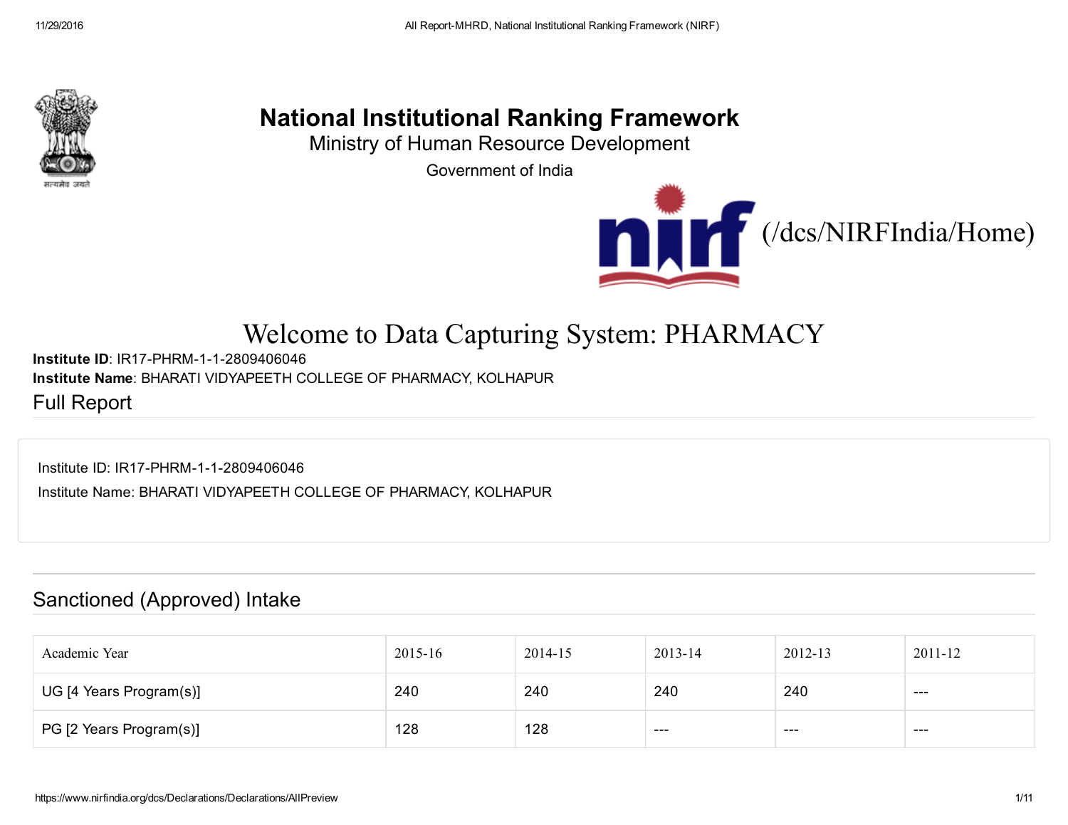# National Institutional Ranking Framework

Ministry of Human Resource Development

Government of India

(/dcs/NIRFIndia/Home)

## Welcome to Data Capturing System: PHARMACY

**Institute ID**: IR17-PHRM-1-1-2809406046
**Institute Name**: BHARATI VIDYAPEETH COLLEGE OF PHARMACY, KOLHAPUR

## Full Report

Institute ID: IR17-PHRM-1-1-2809406046

Institute Name: BHARATI VIDYAPEETH COLLEGE OF PHARMACY, KOLHAPUR

## Sanctioned (Approved) Intake

| Academic Year | 2015-16 | 2014-15 | 2013-14 | 2012-13 | 2011-12 |
|---|---|---|---|---|---|
| UG [4 Years Program(s)] | 240 | 240 | 240 | 240 | --- |
| PG [2 Years Program(s)] | 128 | 128 | --- | --- | --- |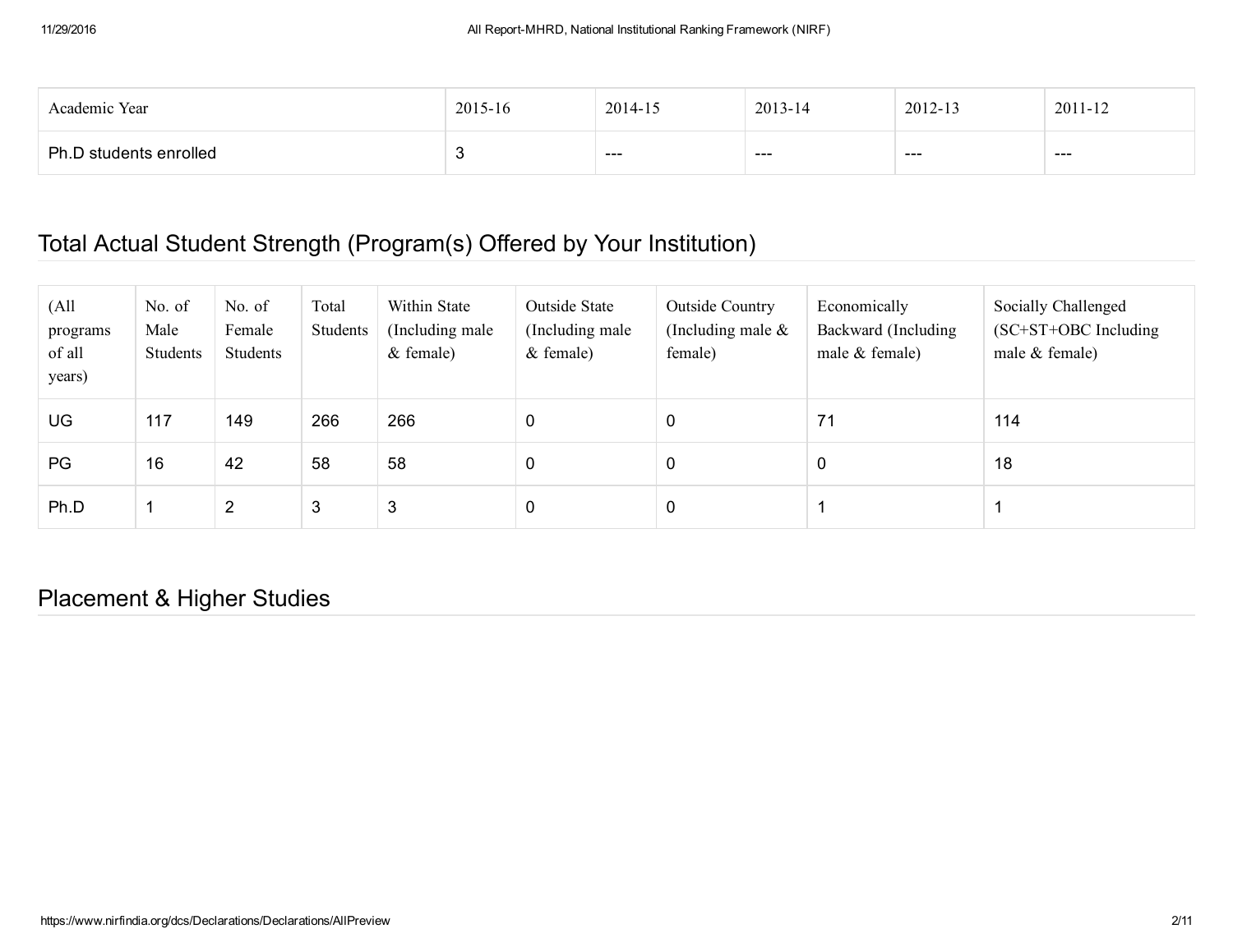| Academic Year | 2015-16 | 2014-15 | 2013-14 | 2012-13 | 2011-12 |
|---|---|---|---|---|---|
| Ph.D students enrolled | 3 | --- | --- | --- | --- |

## Total Actual Student Strength (Program(s) Offered by Your Institution)

| (All programs of all years) | No. of Male Students | No. of Female Students | Total Students | Within State (Including male & female) | Outside State (Including male & female) | Outside Country (Including male & female) | Economically Backward (Including male & female) | Socially Challenged (SC+ST+OBC Including male & female) |
|---|---|---|---|---|---|---|---|---|
| UG | 117 | 149 | 266 | 266 | 0 | 0 | 71 | 114 |
| PG | 16 | 42 | 58 | 58 | 0 | 0 | 0 | 18 |
| Ph.D | 1 | 2 | 3 | 3 | 0 | 0 | 1 | 1 |

## Placement & Higher Studies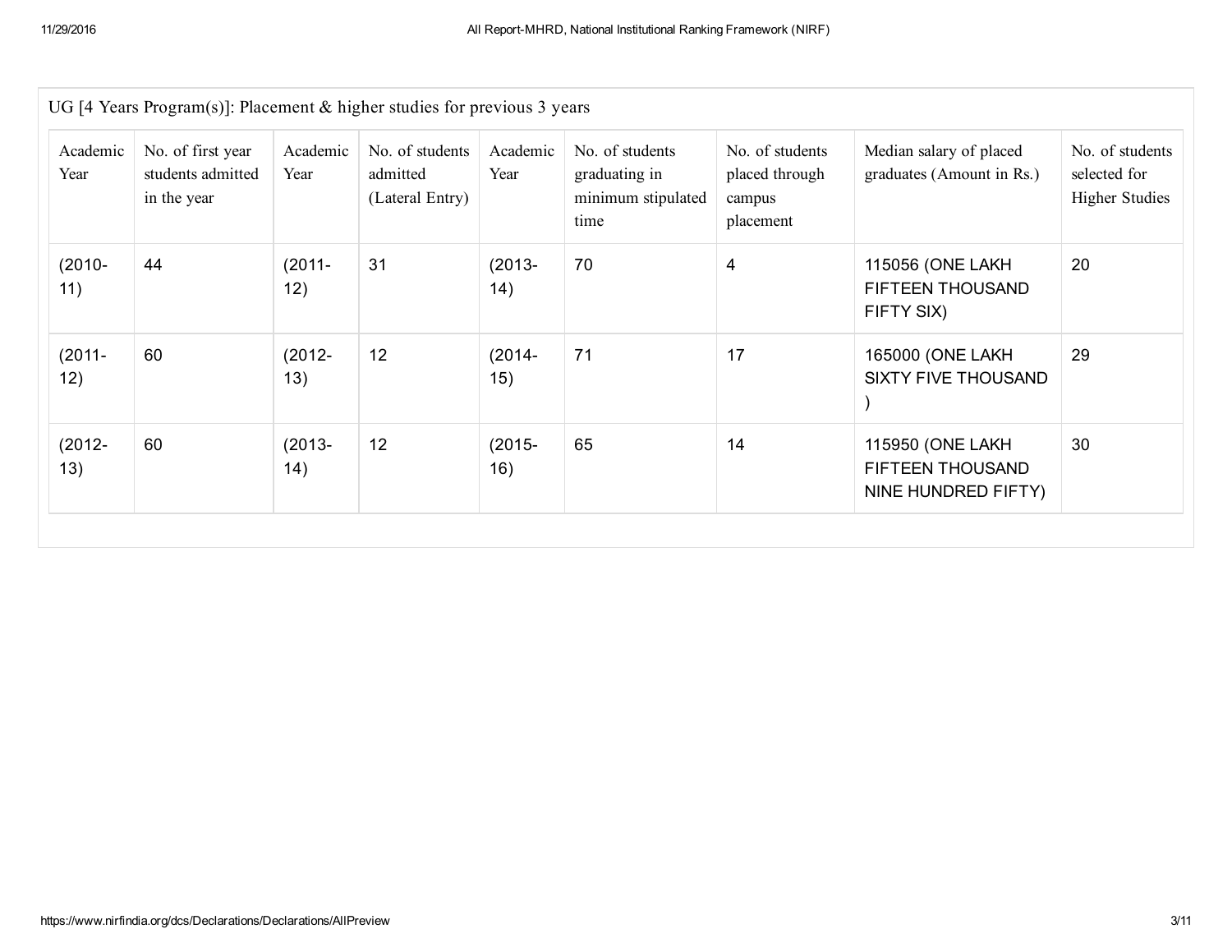UG [4 Years Program(s)]: Placement & higher studies for previous 3 years

| Academic Year | No. of first year students admitted in the year | Academic Year | No. of students admitted (Lateral Entry) | Academic Year | No. of students graduating in minimum stipulated time | No. of students placed through campus placement | Median salary of placed graduates (Amount in Rs.) | No. of students selected for Higher Studies |
|---|---|---|---|---|---|---|---|---|
| (2010-11) | 44 | (2011-12) | 31 | (2013-14) | 70 | 4 | 115056 (ONE LAKH FIFTEEN THOUSAND FIFTY SIX) | 20 |
| (2011-12) | 60 | (2012-13) | 12 | (2014-15) | 71 | 17 | 165000 (ONE LAKH SIXTY FIVE THOUSAND ) | 29 |
| (2012-13) | 60 | (2013-14) | 12 | (2015-16) | 65 | 14 | 115950 (ONE LAKH FIFTEEN THOUSAND NINE HUNDRED FIFTY) | 30 |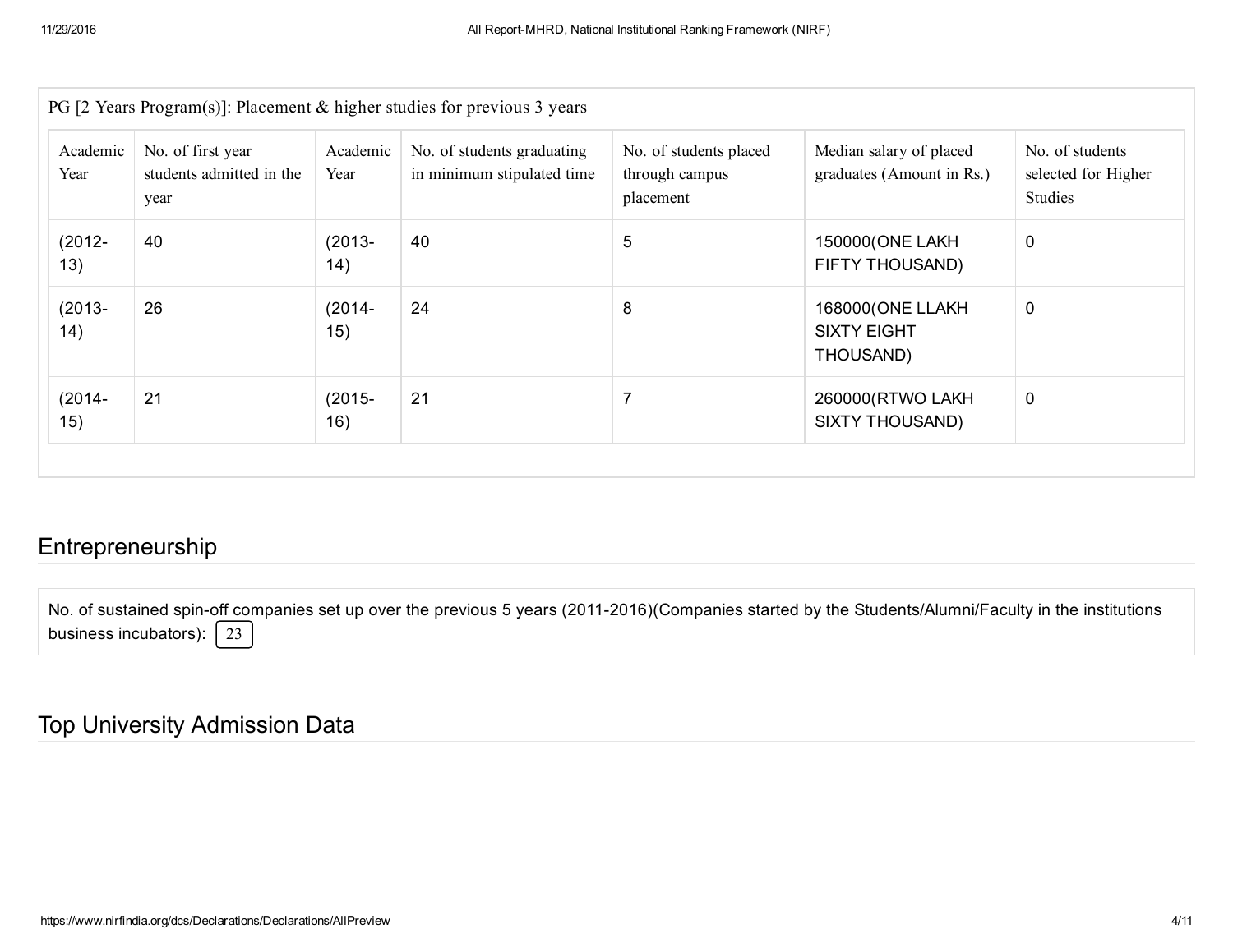PG [2 Years Program(s)]: Placement & higher studies for previous 3 years

| Academic Year | No. of first year students admitted in the year | Academic Year | No. of students graduating in minimum stipulated time | No. of students placed through campus placement | Median salary of placed graduates (Amount in Rs.) | No. of students selected for Higher Studies |
|---|---|---|---|---|---|---|
| (2012-13) | 40 | (2013-14) | 40 | 5 | 150000(ONE LAKH FIFTY THOUSAND) | 0 |
| (2013-14) | 26 | (2014-15) | 24 | 8 | 168000(ONE LLAKH SIXTY EIGHT THOUSAND) | 0 |
| (2014-15) | 21 | (2015-16) | 21 | 7 | 260000(RTWO LAKH SIXTY THOUSAND) | 0 |

## Entrepreneurship

No. of sustained spin-off companies set up over the previous 5 years (2011-2016)(Companies started by the Students/Alumni/Faculty in the institutions business incubators): 23

## Top University Admission Data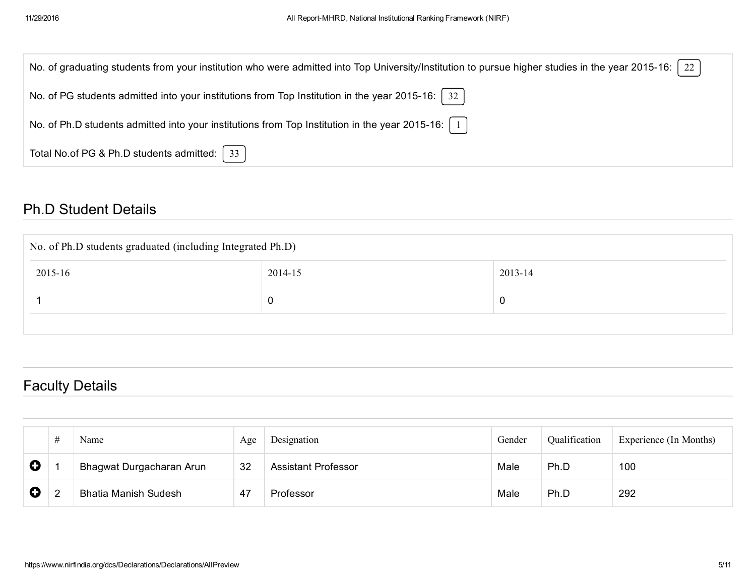No. of graduating students from your institution who were admitted into Top University/Institution to pursue higher studies in the year 2015-16: 22

No. of PG students admitted into your institutions from Top Institution in the year 2015-16: 32

No. of Ph.D students admitted into your institutions from Top Institution in the year 2015-16: 1

Total No.of PG & Ph.D students admitted: 33

## Ph.D Student Details

No. of Ph.D students graduated (including Integrated Ph.D)

| 2015-16 | 2014-15 | 2013-14 |
|---|---|---|
| 1 | 0 | 0 |

## Faculty Details

| # | Name | Age | Designation | Gender | Qualification | Experience (In Months) |
|---|---|---|---|---|---|---|
| 1 | Bhagwat Durgacharan Arun | 32 | Assistant Professor | Male | Ph.D | 100 |
| 2 | Bhatia Manish Sudesh | 47 | Professor | Male | Ph.D | 292 |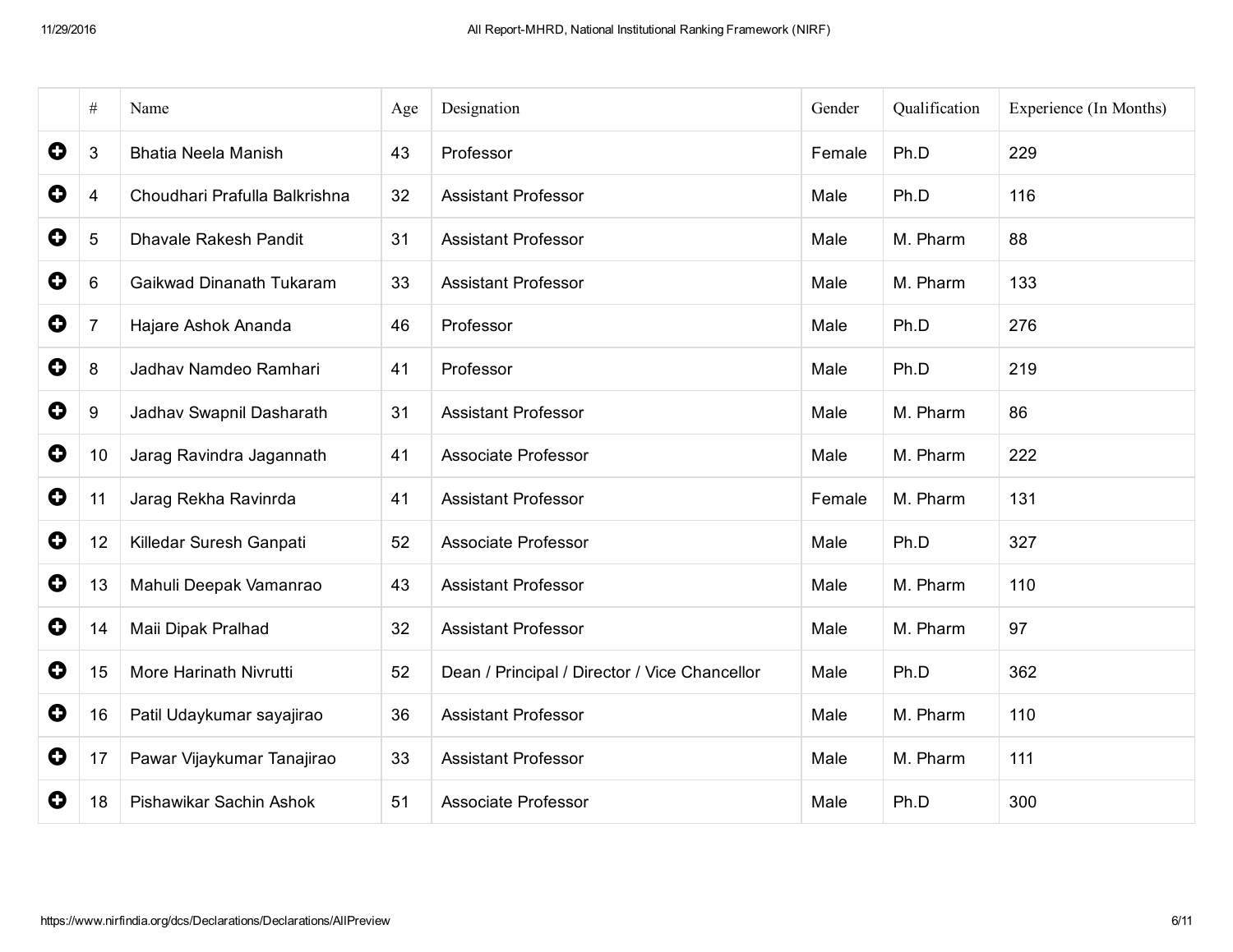| | # | Name | Age | Designation | Gender | Qualification | Experience (In Months) |
|---|---|---|---|---|---|---|---|
| ⊕ | 3 | Bhatia Neela Manish | 43 | Professor | Female | Ph.D | 229 |
| ⊕ | 4 | Choudhari Prafulla Balkrishna | 32 | Assistant Professor | Male | Ph.D | 116 |
| ⊕ | 5 | Dhavale Rakesh Pandit | 31 | Assistant Professor | Male | M. Pharm | 88 |
| ⊕ | 6 | Gaikwad Dinanath Tukaram | 33 | Assistant Professor | Male | M. Pharm | 133 |
| ⊕ | 7 | Hajare Ashok Ananda | 46 | Professor | Male | Ph.D | 276 |
| ⊕ | 8 | Jadhav Namdeo Ramhari | 41 | Professor | Male | Ph.D | 219 |
| ⊕ | 9 | Jadhav Swapnil Dasharath | 31 | Assistant Professor | Male | M. Pharm | 86 |
| ⊕ | 10 | Jarag Ravindra Jagannath | 41 | Associate Professor | Male | M. Pharm | 222 |
| ⊕ | 11 | Jarag Rekha Ravinrda | 41 | Assistant Professor | Female | M. Pharm | 131 |
| ⊕ | 12 | Killedar Suresh Ganpati | 52 | Associate Professor | Male | Ph.D | 327 |
| ⊕ | 13 | Mahuli Deepak Vamanrao | 43 | Assistant Professor | Male | M. Pharm | 110 |
| ⊕ | 14 | Maii Dipak Pralhad | 32 | Assistant Professor | Male | M. Pharm | 97 |
| ⊕ | 15 | More Harinath Nivrutti | 52 | Dean / Principal / Director / Vice Chancellor | Male | Ph.D | 362 |
| ⊕ | 16 | Patil Udaykumar sayajirao | 36 | Assistant Professor | Male | M. Pharm | 110 |
| ⊕ | 17 | Pawar Vijaykumar Tanajirao | 33 | Assistant Professor | Male | M. Pharm | 111 |
| ⊕ | 18 | Pishawikar Sachin Ashok | 51 | Associate Professor | Male | Ph.D | 300 |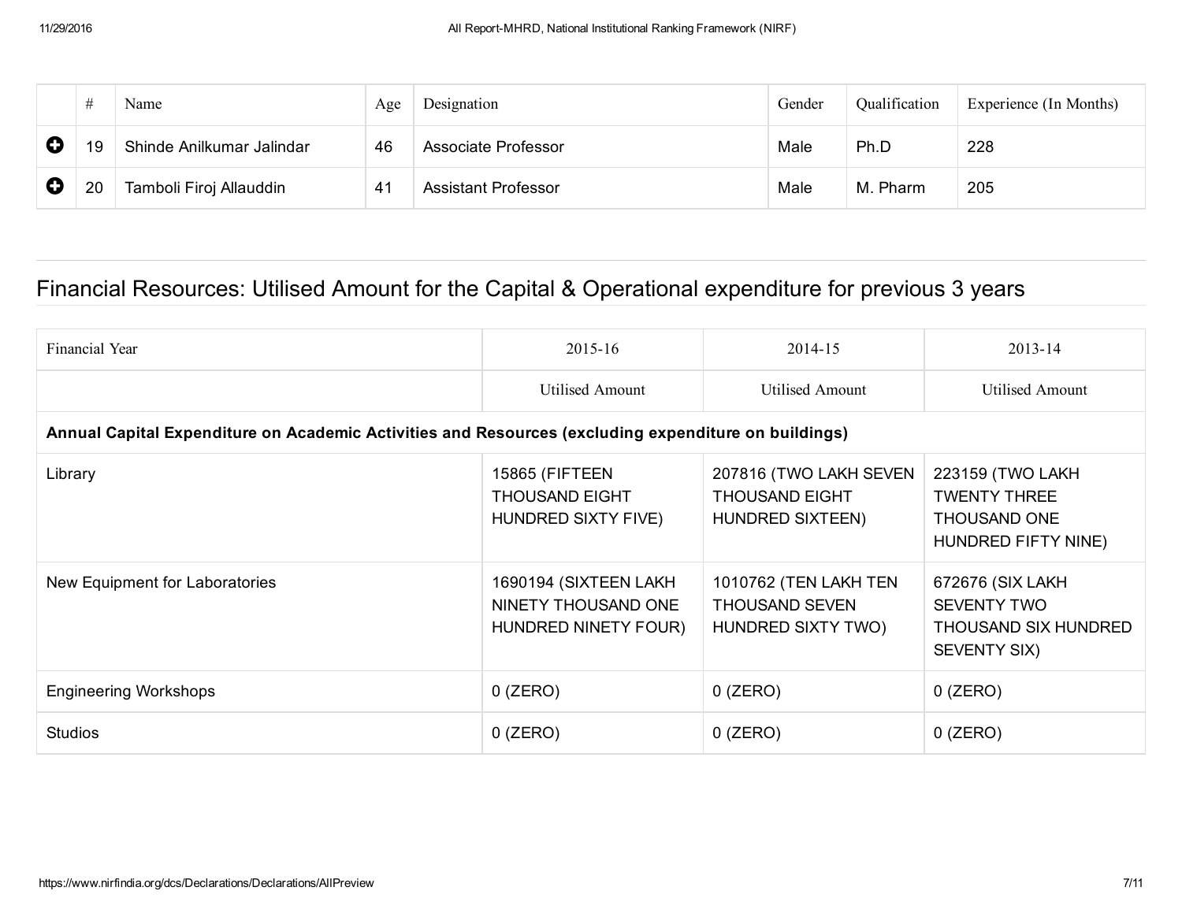| | # | Name | Age | Designation | Gender | Qualification | Experience (In Months) |
|---|---|---|---|---|---|---|---|
| ⊕ | 19 | Shinde Anilkumar Jalindar | 46 | Associate Professor | Male | Ph.D | 228 |
| ⊕ | 20 | Tamboli Firoj Allauddin | 41 | Assistant Professor | Male | M. Pharm | 205 |

## Financial Resources: Utilised Amount for the Capital & Operational expenditure for previous 3 years

| Financial Year | 2015-16 | 2014-15 | 2013-14 |
|---|---|---|---|
| | Utilised Amount | Utilised Amount | Utilised Amount |
| **Annual Capital Expenditure on Academic Activities and Resources (excluding expenditure on buildings)** | | | |
| Library | 15865 (FIFTEEN THOUSAND EIGHT HUNDRED SIXTY FIVE) | 207816 (TWO LAKH SEVEN THOUSAND EIGHT HUNDRED SIXTEEN) | 223159 (TWO LAKH TWENTY THREE THOUSAND ONE HUNDRED FIFTY NINE) |
| New Equipment for Laboratories | 1690194 (SIXTEEN LAKH NINETY THOUSAND ONE HUNDRED NINETY FOUR) | 1010762 (TEN LAKH TEN THOUSAND SEVEN HUNDRED SIXTY TWO) | 672676 (SIX LAKH SEVENTY TWO THOUSAND SIX HUNDRED SEVENTY SIX) |
| Engineering Workshops | 0 (ZERO) | 0 (ZERO) | 0 (ZERO) |
| Studios | 0 (ZERO) | 0 (ZERO) | 0 (ZERO) |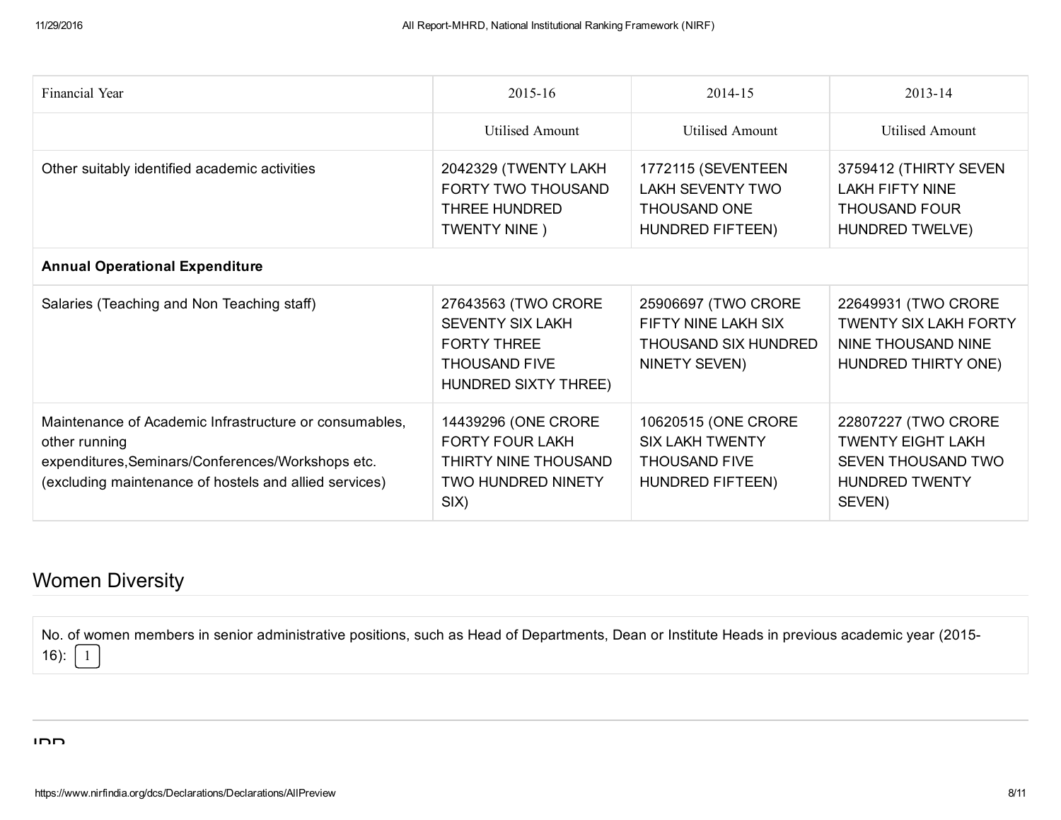| Financial Year | 2015-16 | 2014-15 | 2013-14 |
|---|---|---|---|
| | Utilised Amount | Utilised Amount | Utilised Amount |
| Other suitably identified academic activities | 2042329 (TWENTY LAKH FORTY TWO THOUSAND THREE HUNDRED TWENTY NINE ) | 1772115 (SEVENTEEN LAKH SEVENTY TWO THOUSAND ONE HUNDRED FIFTEEN) | 3759412 (THIRTY SEVEN LAKH FIFTY NINE THOUSAND FOUR HUNDRED TWELVE) |
| **Annual Operational Expenditure** | | | |
| Salaries (Teaching and Non Teaching staff) | 27643563 (TWO CRORE SEVENTY SIX LAKH FORTY THREE THOUSAND FIVE HUNDRED SIXTY THREE) | 25906697 (TWO CRORE FIFTY NINE LAKH SIX THOUSAND SIX HUNDRED NINETY SEVEN) | 22649931 (TWO CRORE TWENTY SIX LAKH FORTY NINE THOUSAND NINE HUNDRED THIRTY ONE) |
| Maintenance of Academic Infrastructure or consumables, other running expenditures,Seminars/Conferences/Workshops etc. (excluding maintenance of hostels and allied services) | 14439296 (ONE CRORE FORTY FOUR LAKH THIRTY NINE THOUSAND TWO HUNDRED NINETY SIX) | 10620515 (ONE CRORE SIX LAKH TWENTY THOUSAND FIVE HUNDRED FIFTEEN) | 22807227 (TWO CRORE TWENTY EIGHT LAKH SEVEN THOUSAND TWO HUNDRED TWENTY SEVEN) |

## Women Diversity

No. of women members in senior administrative positions, such as Head of Departments, Dean or Institute Heads in previous academic year (2015-16): 1

## IPR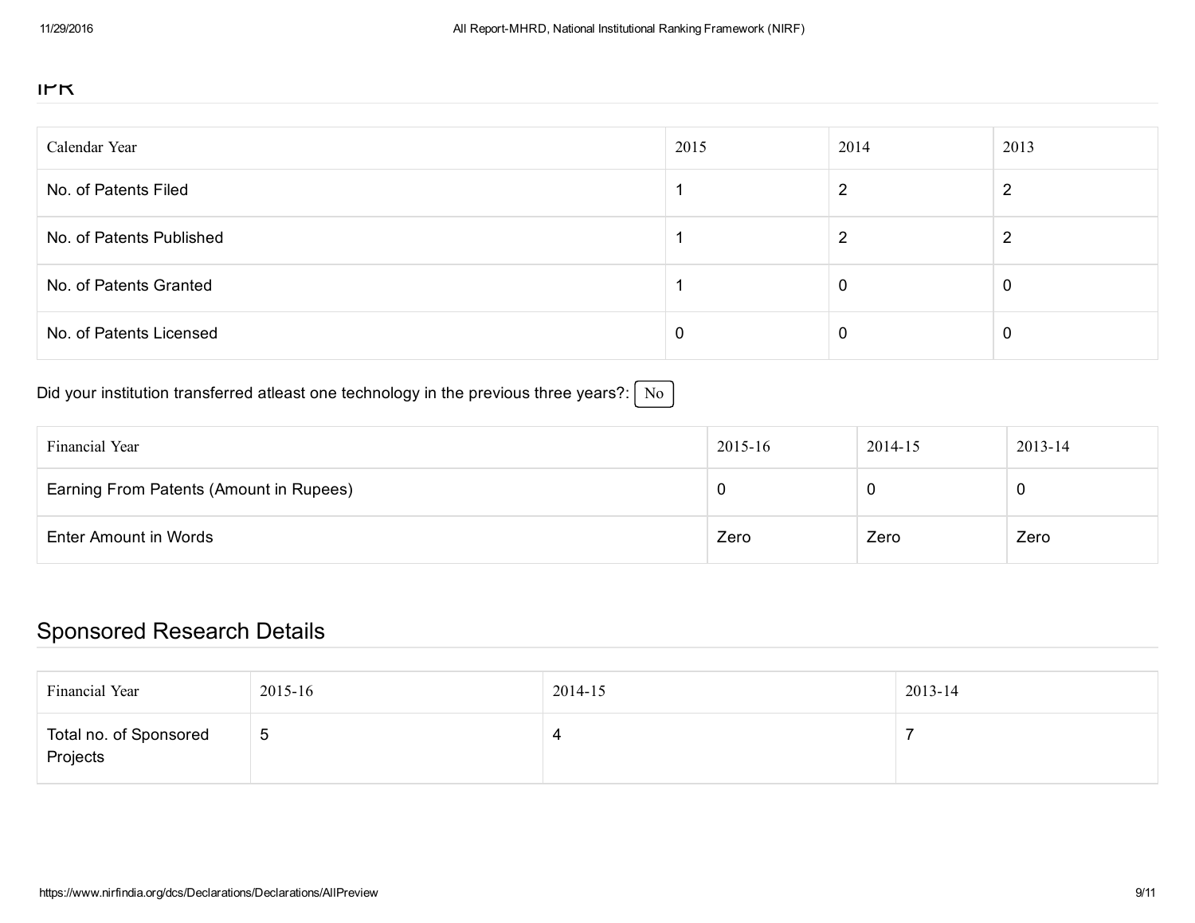## IPR

| Calendar Year | 2015 | 2014 | 2013 |
|---|---|---|---|
| No. of Patents Filed | 1 | 2 | 2 |
| No. of Patents Published | 1 | 2 | 2 |
| No. of Patents Granted | 1 | 0 | 0 |
| No. of Patents Licensed | 0 | 0 | 0 |

Did your institution transferred atleast one technology in the previous three years?: No

| Financial Year | 2015-16 | 2014-15 | 2013-14 |
|---|---|---|---|
| Earning From Patents (Amount in Rupees) | 0 | 0 | 0 |
| Enter Amount in Words | Zero | Zero | Zero |

## Sponsored Research Details

| Financial Year | 2015-16 | 2014-15 | 2013-14 |
|---|---|---|---|
| Total no. of Sponsored Projects | 5 | 4 | 7 |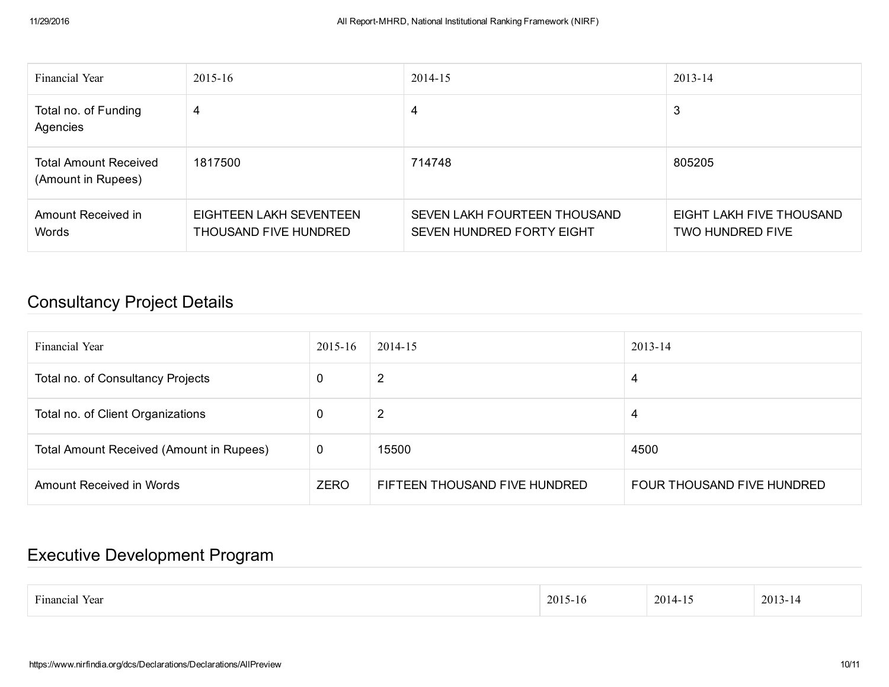| Financial Year | 2015-16 | 2014-15 | 2013-14 |
| --- | --- | --- | --- |
| Total no. of Funding Agencies | 4 | 4 | 3 |
| Total Amount Received (Amount in Rupees) | 1817500 | 714748 | 805205 |
| Amount Received in Words | EIGHTEEN LAKH SEVENTEEN THOUSAND FIVE HUNDRED | SEVEN LAKH FOURTEEN THOUSAND SEVEN HUNDRED FORTY EIGHT | EIGHT LAKH FIVE THOUSAND TWO HUNDRED FIVE |

## Consultancy Project Details

| Financial Year | 2015-16 | 2014-15 | 2013-14 |
| --- | --- | --- | --- |
| Total no. of Consultancy Projects | 0 | 2 | 4 |
| Total no. of Client Organizations | 0 | 2 | 4 |
| Total Amount Received (Amount in Rupees) | 0 | 15500 | 4500 |
| Amount Received in Words | ZERO | FIFTEEN THOUSAND FIVE HUNDRED | FOUR THOUSAND FIVE HUNDRED |

## Executive Development Program

| Financial Year | 2015-16 | 2014-15 | 2013-14 |
| --- | --- | --- | --- |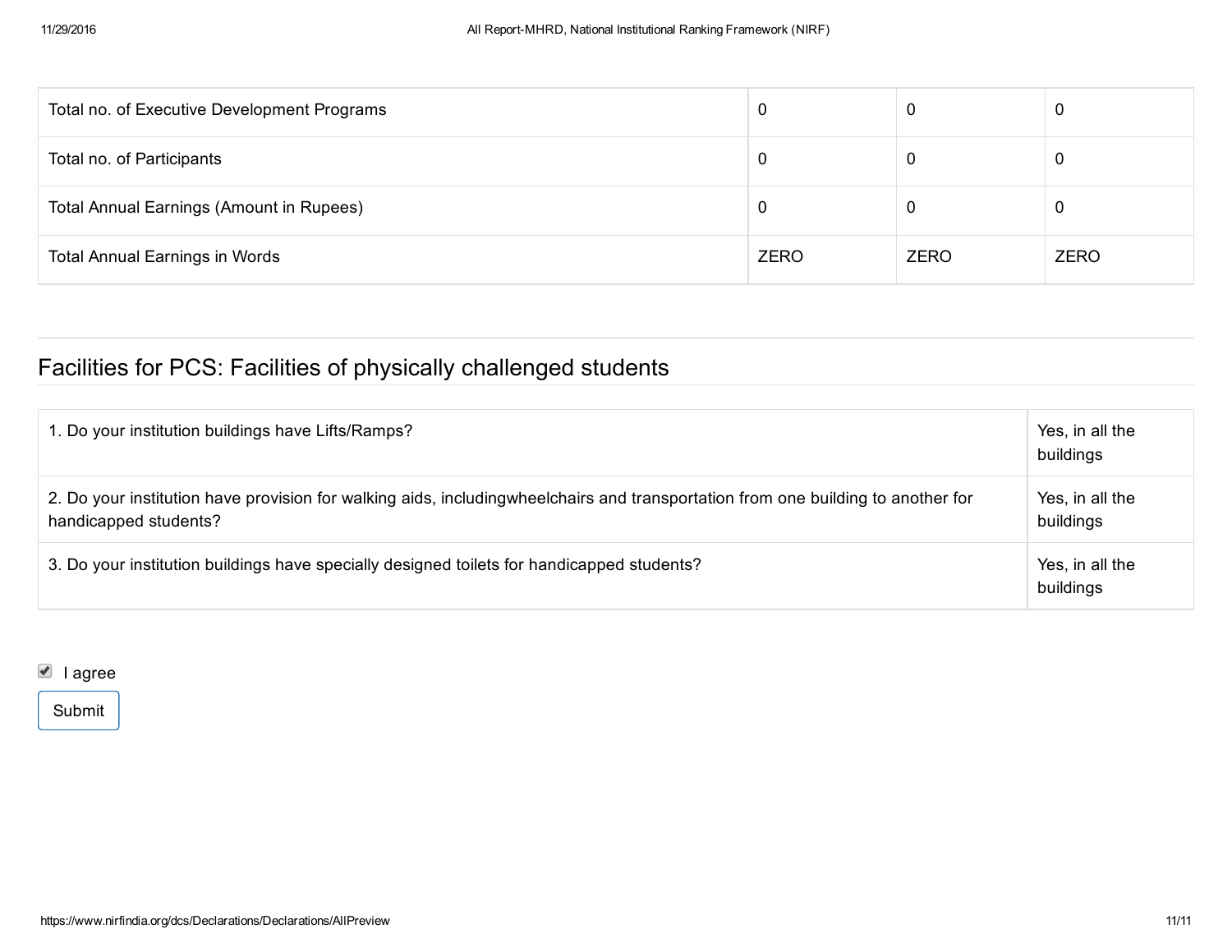| | | | |
|---|---|---|---|
| Total no. of Executive Development Programs | 0 | 0 | 0 |
| Total no. of Participants | 0 | 0 | 0 |
| Total Annual Earnings (Amount in Rupees) | 0 | 0 | 0 |
| Total Annual Earnings in Words | ZERO | ZERO | ZERO |

## Facilities for PCS: Facilities of physically challenged students

| | |
|---|---|
| 1. Do your institution buildings have Lifts/Ramps? | Yes, in all the buildings |
| 2. Do your institution have provision for walking aids, includingwheelchairs and transportation from one building to another for handicapped students? | Yes, in all the buildings |
| 3. Do your institution buildings have specially designed toilets for handicapped students? | Yes, in all the buildings |

☑ I agree

Submit